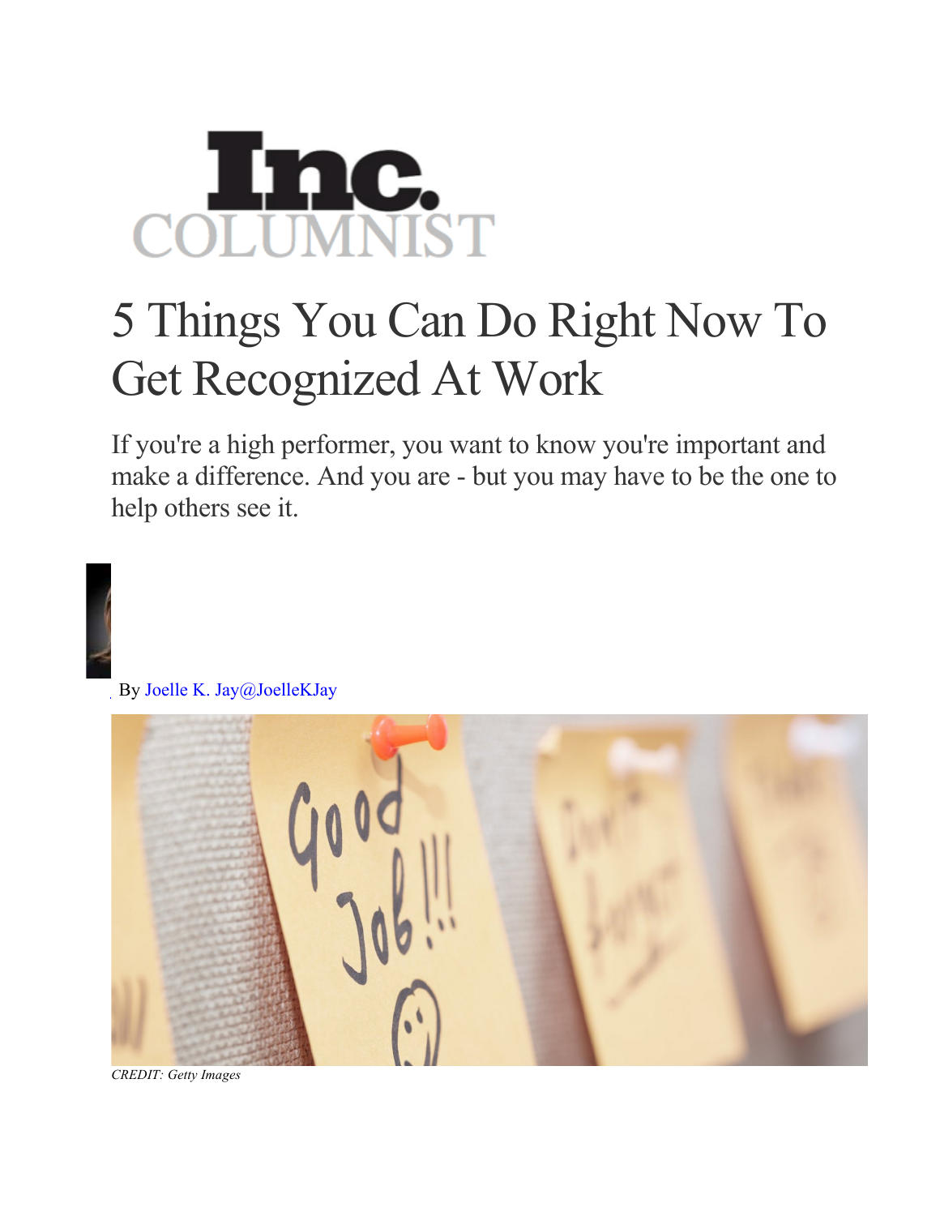Inc. COLUMNIST

# 5 Things You Can Do Right Now To Get Recognized At Work

If you're a high performer, you want to know you're important and make a difference. And you are - but you may have to be the one to help others see it.

By Joelle K. Jay@JoelleKJay

*CREDIT: Getty Images*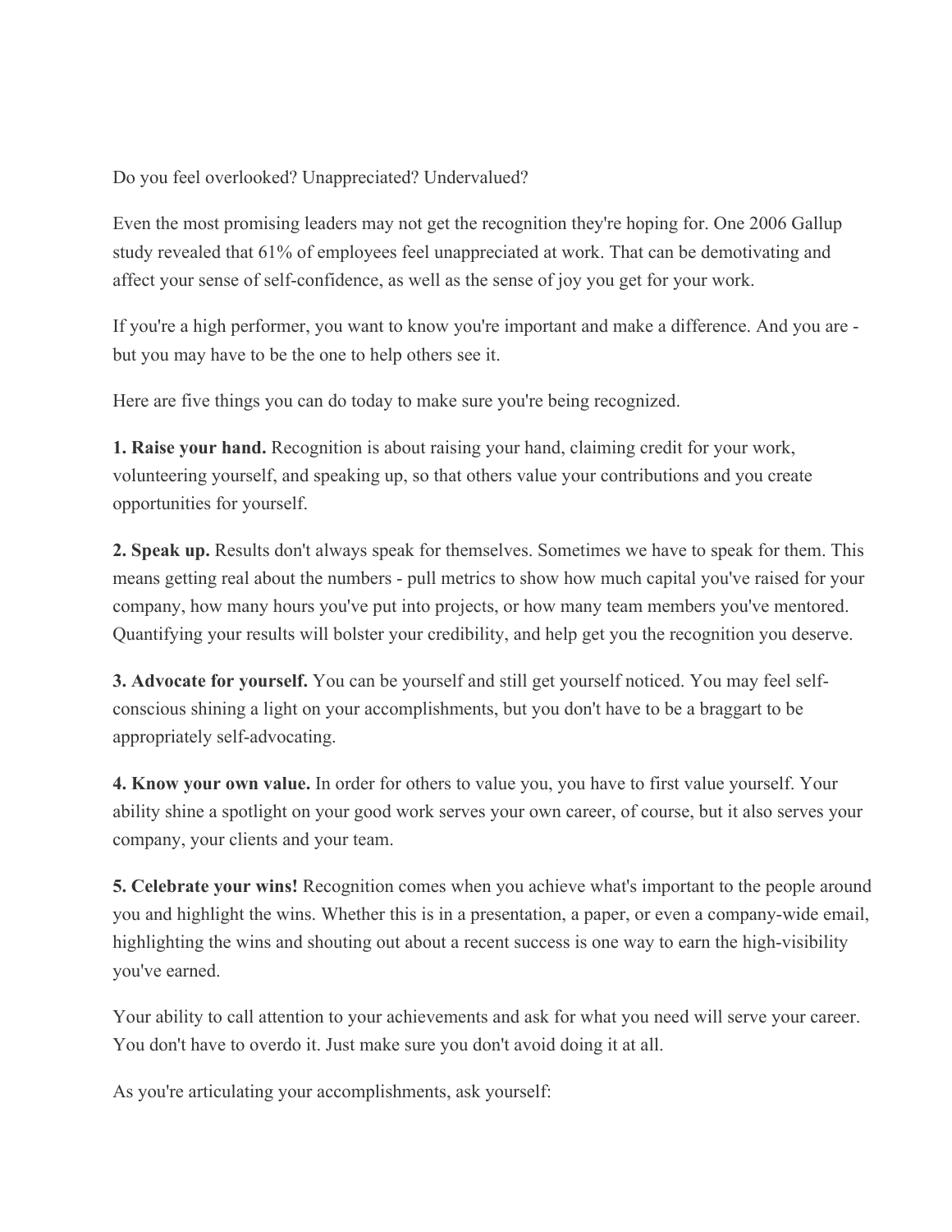Do you feel overlooked? Unappreciated? Undervalued?

Even the most promising leaders may not get the recognition they're hoping for. One 2006 Gallup study revealed that 61% of employees feel unappreciated at work. That can be demotivating and affect your sense of self-confidence, as well as the sense of joy you get for your work.

If you're a high performer, you want to know you're important and make a difference. And you are - but you may have to be the one to help others see it.

Here are five things you can do today to make sure you're being recognized.

**1. Raise your hand.** Recognition is about raising your hand, claiming credit for your work, volunteering yourself, and speaking up, so that others value your contributions and you create opportunities for yourself.

**2. Speak up.** Results don't always speak for themselves. Sometimes we have to speak for them. This means getting real about the numbers - pull metrics to show how much capital you've raised for your company, how many hours you've put into projects, or how many team members you've mentored. Quantifying your results will bolster your credibility, and help get you the recognition you deserve.

**3. Advocate for yourself.** You can be yourself and still get yourself noticed. You may feel self-conscious shining a light on your accomplishments, but you don't have to be a braggart to be appropriately self-advocating.

**4. Know your own value.** In order for others to value you, you have to first value yourself. Your ability shine a spotlight on your good work serves your own career, of course, but it also serves your company, your clients and your team.

**5. Celebrate your wins!** Recognition comes when you achieve what's important to the people around you and highlight the wins. Whether this is in a presentation, a paper, or even a company-wide email, highlighting the wins and shouting out about a recent success is one way to earn the high-visibility you've earned.

Your ability to call attention to your achievements and ask for what you need will serve your career. You don't have to overdo it. Just make sure you don't avoid doing it at all.

As you're articulating your accomplishments, ask yourself: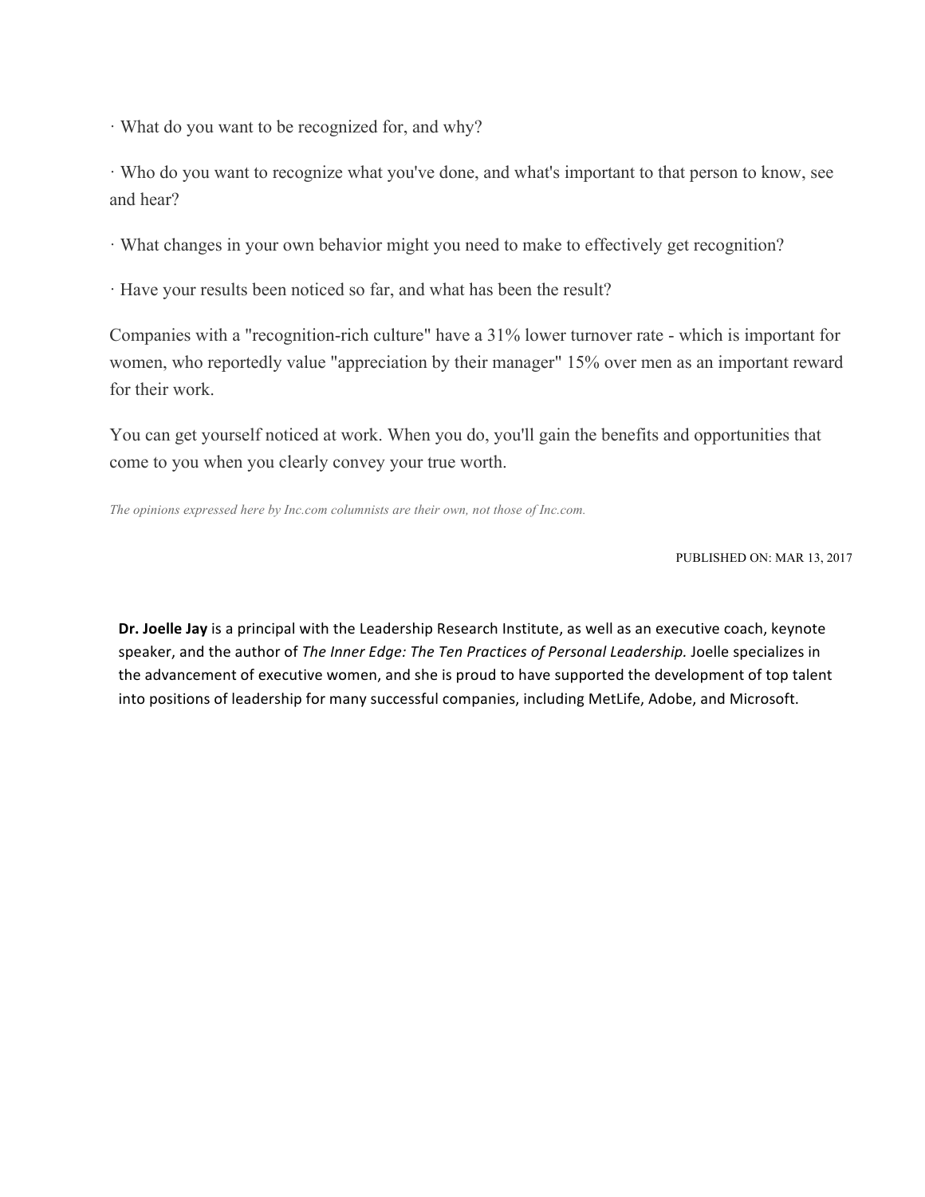· What do you want to be recognized for, and why?

· Who do you want to recognize what you've done, and what's important to that person to know, see and hear?

· What changes in your own behavior might you need to make to effectively get recognition?

· Have your results been noticed so far, and what has been the result?

Companies with a "recognition-rich culture" have a 31% lower turnover rate - which is important for women, who reportedly value "appreciation by their manager" 15% over men as an important reward for their work.

You can get yourself noticed at work. When you do, you'll gain the benefits and opportunities that come to you when you clearly convey your true worth.

*The opinions expressed here by Inc.com columnists are their own, not those of Inc.com.*

PUBLISHED ON: MAR 13, 2017

**Dr. Joelle Jay** is a principal with the Leadership Research Institute, as well as an executive coach, keynote speaker, and the author of *The Inner Edge: The Ten Practices of Personal Leadership.* Joelle specializes in the advancement of executive women, and she is proud to have supported the development of top talent into positions of leadership for many successful companies, including MetLife, Adobe, and Microsoft.